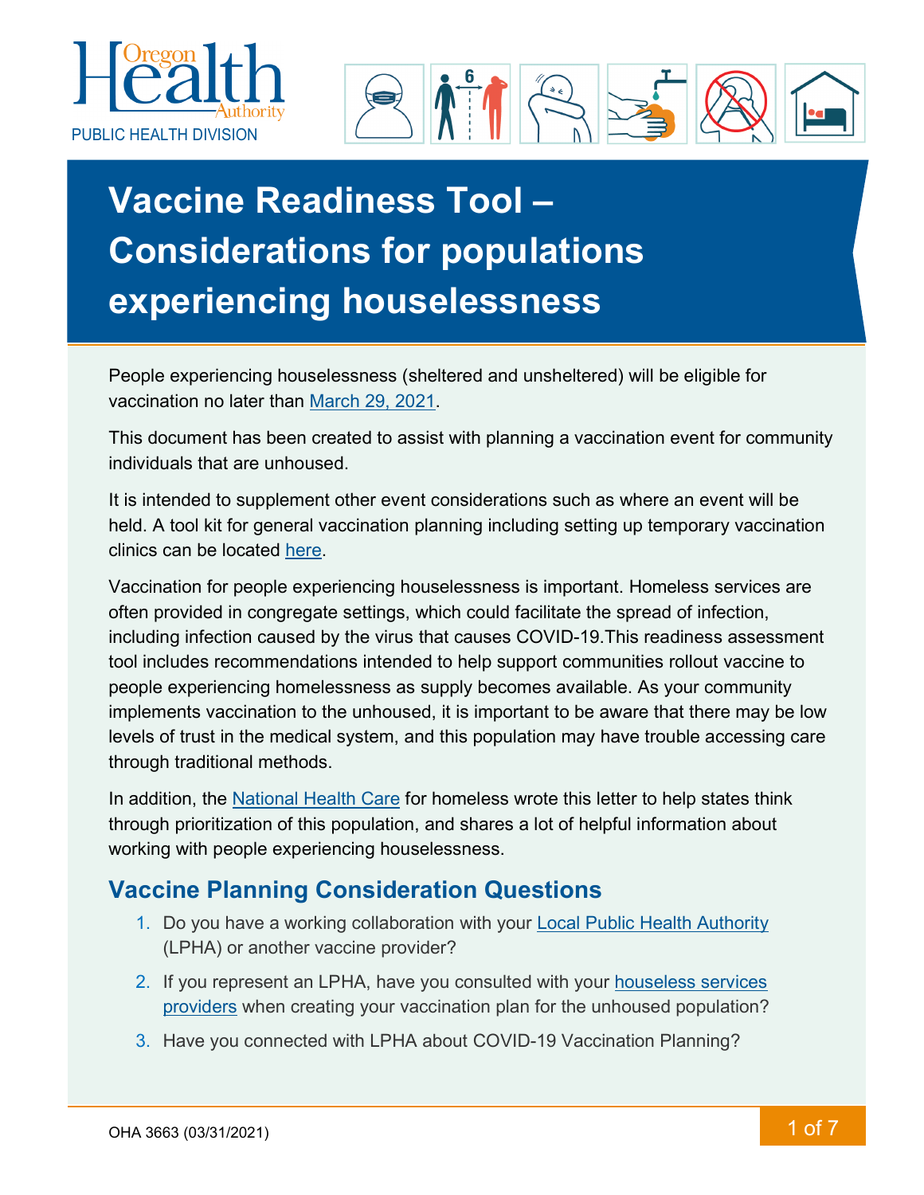Oregon Health Authority

PUBLIC HEALTH DIVISION

# Vaccine Readiness Tool – Considerations for populations experiencing houselessness

People experiencing houselessness (sheltered and unsheltered) will be eligible for vaccination no later than March 29, 2021.

This document has been created to assist with planning a vaccination event for community individuals that are unhoused.

It is intended to supplement other event considerations such as where an event will be held. A tool kit for general vaccination planning including setting up temporary vaccination clinics can be located here.

Vaccination for people experiencing houselessness is important. Homeless services are often provided in congregate settings, which could facilitate the spread of infection, including infection caused by the virus that causes COVID-19.This readiness assessment tool includes recommendations intended to help support communities rollout vaccine to people experiencing homelessness as supply becomes available. As your community implements vaccination to the unhoused, it is important to be aware that there may be low levels of trust in the medical system, and this population may have trouble accessing care through traditional methods.

In addition, the National Health Care for homeless wrote this letter to help states think through prioritization of this population, and shares a lot of helpful information about working with people experiencing houselessness.

## Vaccine Planning Consideration Questions

1. Do you have a working collaboration with your Local Public Health Authority (LPHA) or another vaccine provider?
2. If you represent an LPHA, have you consulted with your houseless services providers when creating your vaccination plan for the unhoused population?
3. Have you connected with LPHA about COVID-19 Vaccination Planning?

OHA 3663 (03/31/2021)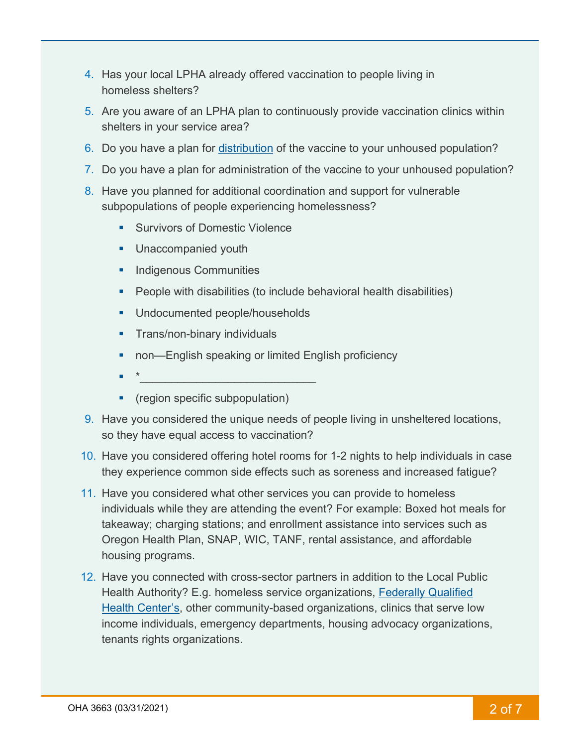4. Has your local LPHA already offered vaccination to people living in homeless shelters?
5. Are you aware of an LPHA plan to continuously provide vaccination clinics within shelters in your service area?
6. Do you have a plan for [distribution](#) of the vaccine to your unhoused population?
7. Do you have a plan for administration of the vaccine to your unhoused population?
8. Have you planned for additional coordination and support for vulnerable subpopulations of people experiencing homelessness?
   - Survivors of Domestic Violence
   - Unaccompanied youth
   - Indigenous Communities
   - People with disabilities (to include behavioral health disabilities)
   - Undocumented people/households
   - Trans/non-binary individuals
   - non—English speaking or limited English proficiency
   - *___________________________
   - (region specific subpopulation)
9. Have you considered the unique needs of people living in unsheltered locations, so they have equal access to vaccination?
10. Have you considered offering hotel rooms for 1-2 nights to help individuals in case they experience common side effects such as soreness and increased fatigue?
11. Have you considered what other services you can provide to homeless individuals while they are attending the event? For example: Boxed hot meals for takeaway; charging stations; and enrollment assistance into services such as Oregon Health Plan, SNAP, WIC, TANF, rental assistance, and affordable housing programs.
12. Have you connected with cross-sector partners in addition to the Local Public Health Authority? E.g. homeless service organizations, [Federally Qualified Health Center's](#), other community-based organizations, clinics that serve low income individuals, emergency departments, housing advocacy organizations, tenants rights organizations.

OHA 3663 (03/31/2021)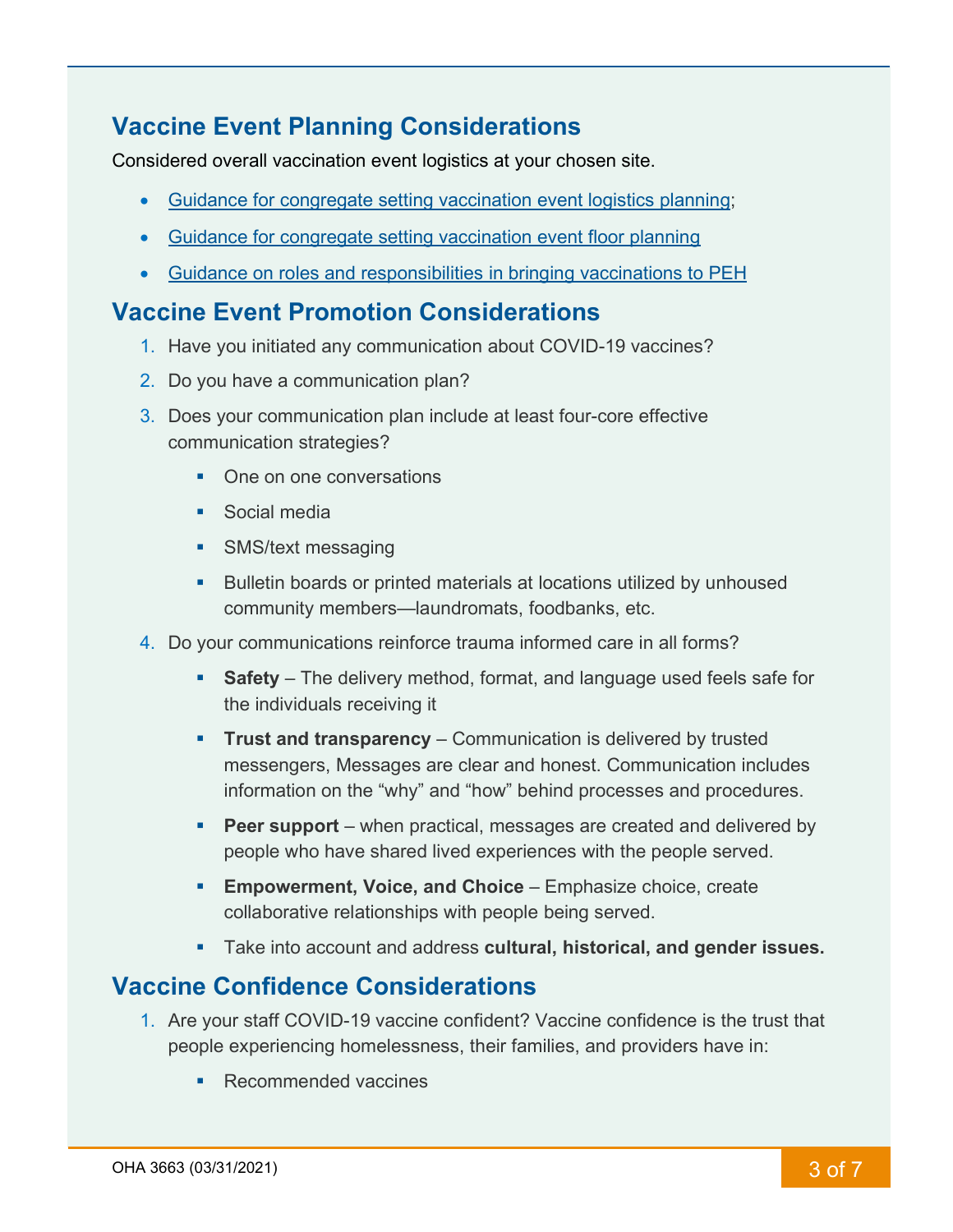## Vaccine Event Planning Considerations

Considered overall vaccination event logistics at your chosen site.

- Guidance for congregate setting vaccination event logistics planning;
- Guidance for congregate setting vaccination event floor planning
- Guidance on roles and responsibilities in bringing vaccinations to PEH

## Vaccine Event Promotion Considerations

1. Have you initiated any communication about COVID-19 vaccines?
2. Do you have a communication plan?
3. Does your communication plan include at least four-core effective communication strategies?
   - One on one conversations
   - Social media
   - SMS/text messaging
   - Bulletin boards or printed materials at locations utilized by unhoused community members—laundromats, foodbanks, etc.
4. Do your communications reinforce trauma informed care in all forms?
   - **Safety** – The delivery method, format, and language used feels safe for the individuals receiving it
   - **Trust and transparency** – Communication is delivered by trusted messengers, Messages are clear and honest. Communication includes information on the "why" and "how" behind processes and procedures.
   - **Peer support** – when practical, messages are created and delivered by people who have shared lived experiences with the people served.
   - **Empowerment, Voice, and Choice** – Emphasize choice, create collaborative relationships with people being served.
   - Take into account and address **cultural, historical, and gender issues.**

## Vaccine Confidence Considerations

1. Are your staff COVID-19 vaccine confident? Vaccine confidence is the trust that people experiencing homelessness, their families, and providers have in:
   - Recommended vaccines

OHA 3663 (03/31/2021)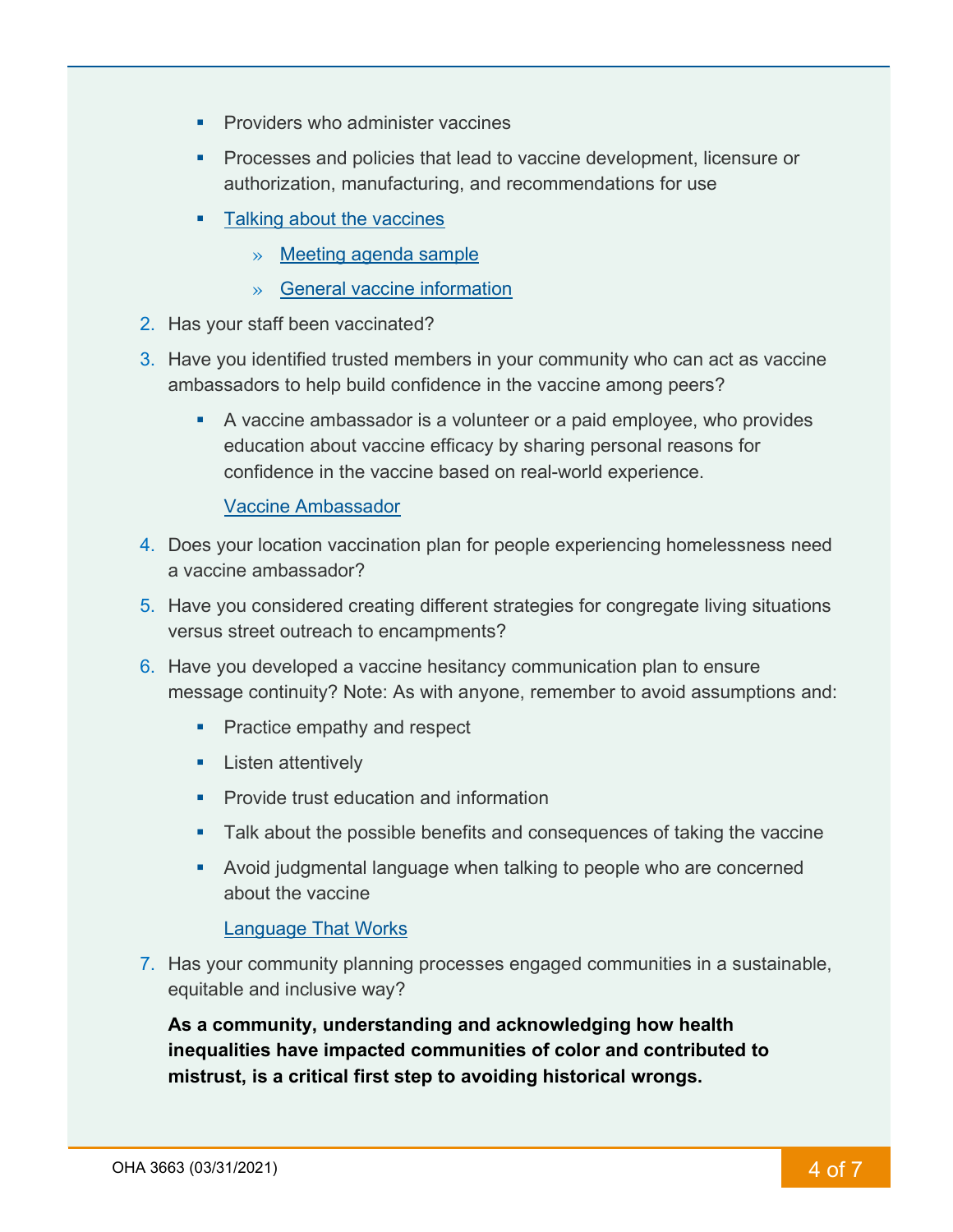- Providers who administer vaccines
- Processes and policies that lead to vaccine development, licensure or authorization, manufacturing, and recommendations for use
- Talking about the vaccines
  - Meeting agenda sample
  - General vaccine information

2. Has your staff been vaccinated?
3. Have you identified trusted members in your community who can act as vaccine ambassadors to help build confidence in the vaccine among peers?
   - A vaccine ambassador is a volunteer or a paid employee, who provides education about vaccine efficacy by sharing personal reasons for confidence in the vaccine based on real-world experience.

     Vaccine Ambassador
4. Does your location vaccination plan for people experiencing homelessness need a vaccine ambassador?
5. Have you considered creating different strategies for congregate living situations versus street outreach to encampments?
6. Have you developed a vaccine hesitancy communication plan to ensure message continuity? Note: As with anyone, remember to avoid assumptions and:
   - Practice empathy and respect
   - Listen attentively
   - Provide trust education and information
   - Talk about the possible benefits and consequences of taking the vaccine
   - Avoid judgmental language when talking to people who are concerned about the vaccine

     Language That Works
7. Has your community planning processes engaged communities in a sustainable, equitable and inclusive way?

   **As a community, understanding and acknowledging how health inequalities have impacted communities of color and contributed to mistrust, is a critical first step to avoiding historical wrongs.**

OHA 3663 (03/31/2021)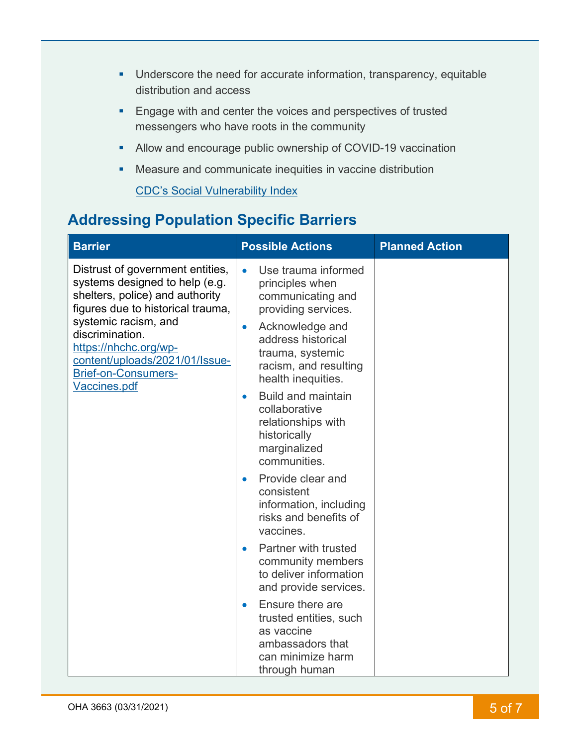- Underscore the need for accurate information, transparency, equitable distribution and access
- Engage with and center the voices and perspectives of trusted messengers who have roots in the community
- Allow and encourage public ownership of COVID-19 vaccination
- Measure and communicate inequities in vaccine distribution

  [CDC's Social Vulnerability Index](CDC's Social Vulnerability Index)

## Addressing Population Specific Barriers

| Barrier | Possible Actions | Planned Action |
| --- | --- | --- |
| Distrust of government entities, systems designed to help (e.g. shelters, police) and authority figures due to historical trauma, systemic racism, and discrimination. https://nhchc.org/wp-content/uploads/2021/01/Issue-Brief-on-Consumers-Vaccines.pdf | • Use trauma informed principles when communicating and providing services. <br>• Acknowledge and address historical trauma, systemic racism, and resulting health inequities. <br>• Build and maintain collaborative relationships with historically marginalized communities. <br>• Provide clear and consistent information, including risks and benefits of vaccines. <br>• Partner with trusted community members to deliver information and provide services. <br>• Ensure there are trusted entities, such as vaccine ambassadors that can minimize harm through human | |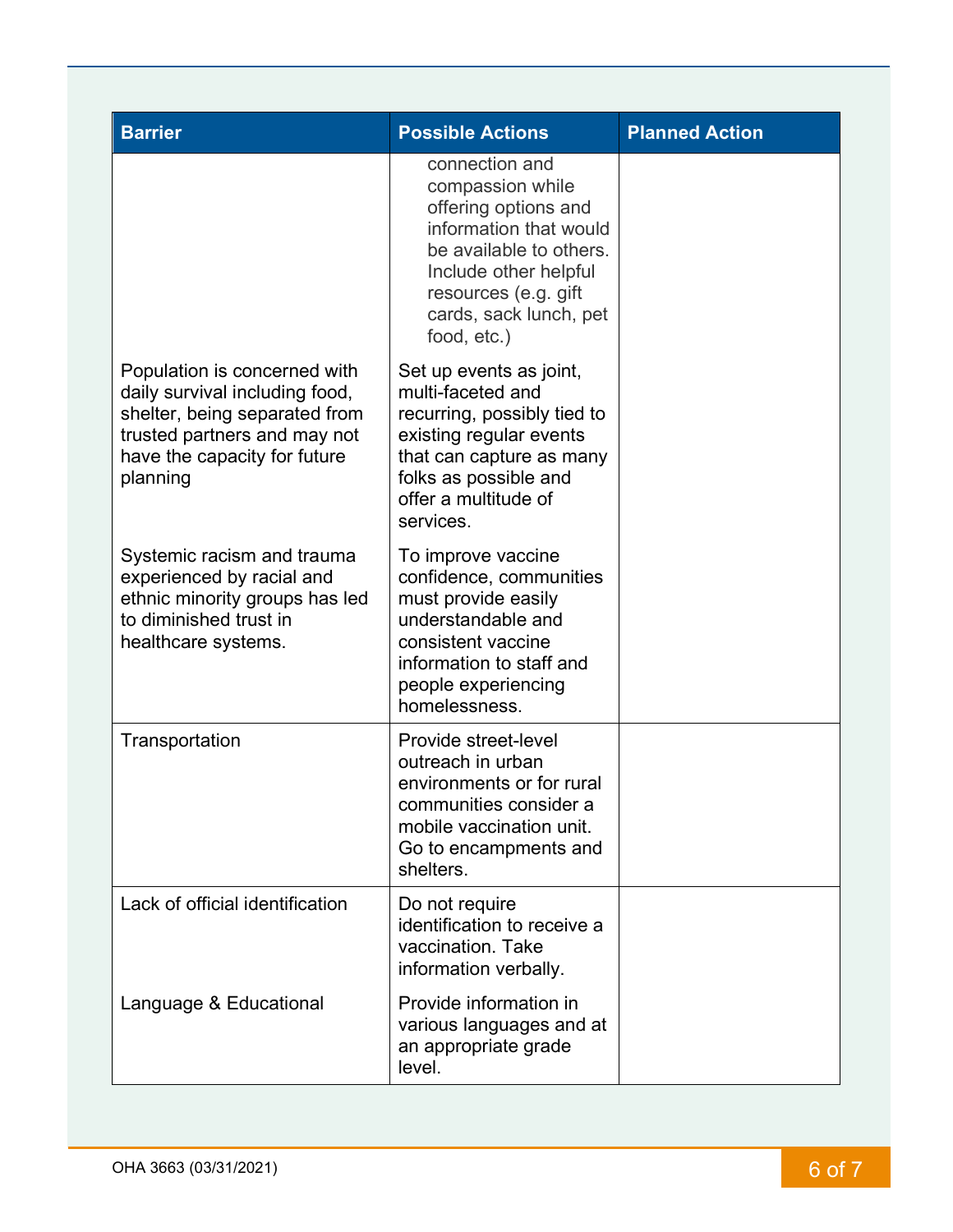| Barrier | Possible Actions | Planned Action |
| --- | --- | --- |
| | connection and compassion while offering options and information that would be available to others. Include other helpful resources (e.g. gift cards, sack lunch, pet food, etc.) | |
| Population is concerned with daily survival including food, shelter, being separated from trusted partners and may not have the capacity for future planning | Set up events as joint, multi-faceted and recurring, possibly tied to existing regular events that can capture as many folks as possible and offer a multitude of services. | |
| Systemic racism and trauma experienced by racial and ethnic minority groups has led to diminished trust in healthcare systems. | To improve vaccine confidence, communities must provide easily understandable and consistent vaccine information to staff and people experiencing homelessness. | |
| Transportation | Provide street-level outreach in urban environments or for rural communities consider a mobile vaccination unit. Go to encampments and shelters. | |
| Lack of official identification | Do not require identification to receive a vaccination. Take information verbally. | |
| Language & Educational | Provide information in various languages and at an appropriate grade level. | |

OHA 3663 (03/31/2021)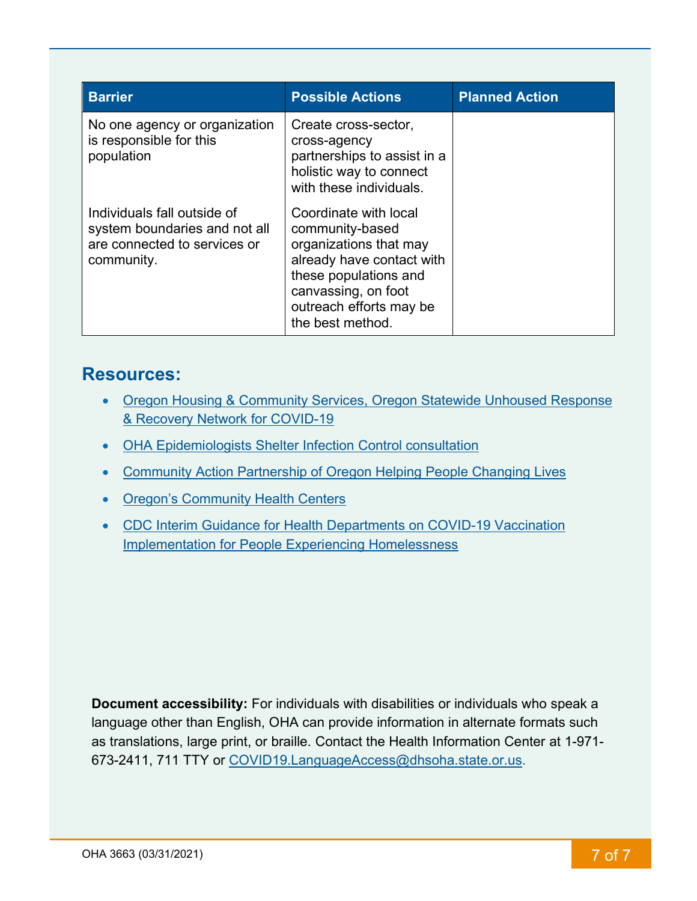| Barrier | Possible Actions | Planned Action |
| --- | --- | --- |
| No one agency or organization is responsible for this population | Create cross-sector, cross-agency partnerships to assist in a holistic way to connect with these individuals. | |
| Individuals fall outside of system boundaries and not all are connected to services or community. | Coordinate with local community-based organizations that may already have contact with these populations and canvassing, on foot outreach efforts may be the best method. | |

## Resources:

- Oregon Housing & Community Services, Oregon Statewide Unhoused Response & Recovery Network for COVID-19
- OHA Epidemiologists Shelter Infection Control consultation
- Community Action Partnership of Oregon Helping People Changing Lives
- Oregon's Community Health Centers
- CDC Interim Guidance for Health Departments on COVID-19 Vaccination Implementation for People Experiencing Homelessness

**Document accessibility:** For individuals with disabilities or individuals who speak a language other than English, OHA can provide information in alternate formats such as translations, large print, or braille. Contact the Health Information Center at 1-971-673-2411, 711 TTY or COVID19.LanguageAccess@dhsoha.state.or.us.

OHA 3663 (03/31/2021)